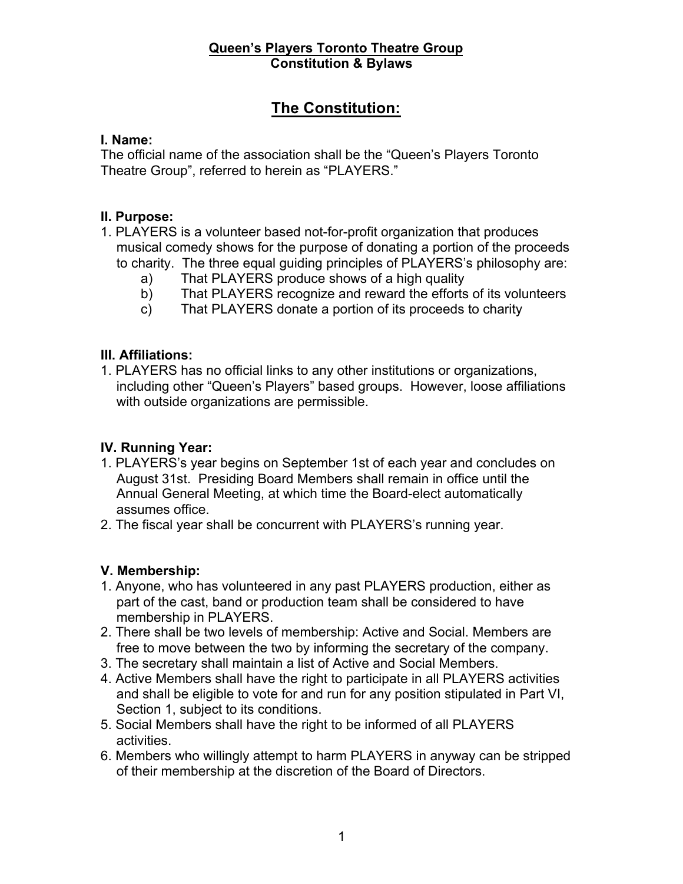**Queen's Players Toronto Theatre Group**
**Constitution & Bylaws**

# The Constitution:

### I. Name:

The official name of the association shall be the "Queen's Players Toronto Theatre Group", referred to herein as "PLAYERS."

### II. Purpose:

1. PLAYERS is a volunteer based not-for-profit organization that produces musical comedy shows for the purpose of donating a portion of the proceeds to charity. The three equal guiding principles of PLAYERS's philosophy are:
    a) That PLAYERS produce shows of a high quality
    b) That PLAYERS recognize and reward the efforts of its volunteers
    c) That PLAYERS donate a portion of its proceeds to charity

### III. Affiliations:

1. PLAYERS has no official links to any other institutions or organizations, including other "Queen's Players" based groups. However, loose affiliations with outside organizations are permissible.

### IV. Running Year:

1. PLAYERS's year begins on September 1st of each year and concludes on August 31st. Presiding Board Members shall remain in office until the Annual General Meeting, at which time the Board-elect automatically assumes office.
2. The fiscal year shall be concurrent with PLAYERS's running year.

### V. Membership:

1. Anyone, who has volunteered in any past PLAYERS production, either as part of the cast, band or production team shall be considered to have membership in PLAYERS.
2. There shall be two levels of membership: Active and Social. Members are free to move between the two by informing the secretary of the company.
3. The secretary shall maintain a list of Active and Social Members.
4. Active Members shall have the right to participate in all PLAYERS activities and shall be eligible to vote for and run for any position stipulated in Part VI, Section 1, subject to its conditions.
5. Social Members shall have the right to be informed of all PLAYERS activities.
6. Members who willingly attempt to harm PLAYERS in anyway can be stripped of their membership at the discretion of the Board of Directors.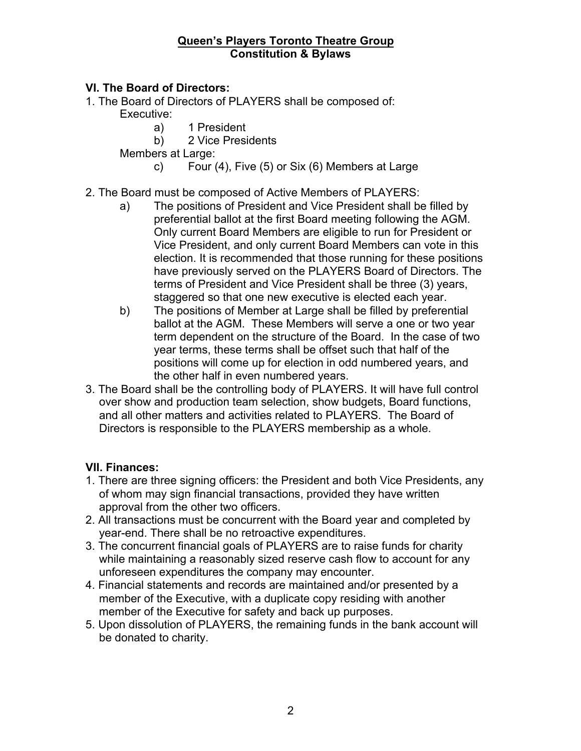# Queen's Players Toronto Theatre Group
# Constitution & Bylaws

### VI. The Board of Directors:

1. The Board of Directors of PLAYERS shall be composed of:

   Executive:

   a) 1 President

   b) 2 Vice Presidents

   Members at Large:

   c) Four (4), Five (5) or Six (6) Members at Large

2. The Board must be composed of Active Members of PLAYERS:

   a) The positions of President and Vice President shall be filled by preferential ballot at the first Board meeting following the AGM. Only current Board Members are eligible to run for President or Vice President, and only current Board Members can vote in this election. It is recommended that those running for these positions have previously served on the PLAYERS Board of Directors. The terms of President and Vice President shall be three (3) years, staggered so that one new executive is elected each year.

   b) The positions of Member at Large shall be filled by preferential ballot at the AGM. These Members will serve a one or two year term dependent on the structure of the Board. In the case of two year terms, these terms shall be offset such that half of the positions will come up for election in odd numbered years, and the other half in even numbered years.

3. The Board shall be the controlling body of PLAYERS. It will have full control over show and production team selection, show budgets, Board functions, and all other matters and activities related to PLAYERS. The Board of Directors is responsible to the PLAYERS membership as a whole.

### VII. Finances:

1. There are three signing officers: the President and both Vice Presidents, any of whom may sign financial transactions, provided they have written approval from the other two officers.
2. All transactions must be concurrent with the Board year and completed by year-end. There shall be no retroactive expenditures.
3. The concurrent financial goals of PLAYERS are to raise funds for charity while maintaining a reasonably sized reserve cash flow to account for any unforeseen expenditures the company may encounter.
4. Financial statements and records are maintained and/or presented by a member of the Executive, with a duplicate copy residing with another member of the Executive for safety and back up purposes.
5. Upon dissolution of PLAYERS, the remaining funds in the bank account will be donated to charity.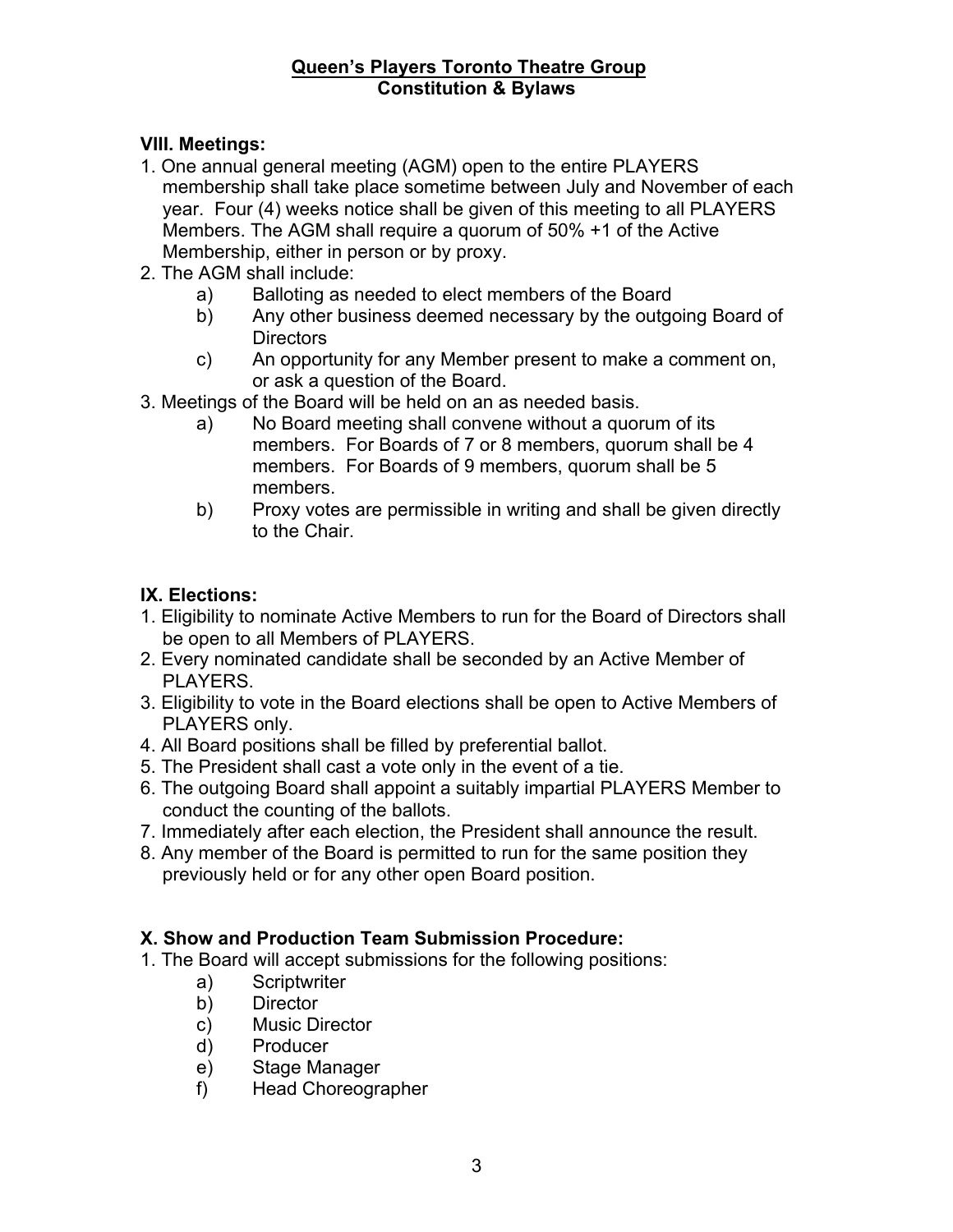**Queen's Players Toronto Theatre Group**
**Constitution & Bylaws**

### VIII. Meetings:

1. One annual general meeting (AGM) open to the entire PLAYERS membership shall take place sometime between July and November of each year. Four (4) weeks notice shall be given of this meeting to all PLAYERS Members. The AGM shall require a quorum of 50% +1 of the Active Membership, either in person or by proxy.
2. The AGM shall include:
   a) Balloting as needed to elect members of the Board
   b) Any other business deemed necessary by the outgoing Board of Directors
   c) An opportunity for any Member present to make a comment on, or ask a question of the Board.
3. Meetings of the Board will be held on an as needed basis.
   a) No Board meeting shall convene without a quorum of its members. For Boards of 7 or 8 members, quorum shall be 4 members. For Boards of 9 members, quorum shall be 5 members.
   b) Proxy votes are permissible in writing and shall be given directly to the Chair.

### IX. Elections:

1. Eligibility to nominate Active Members to run for the Board of Directors shall be open to all Members of PLAYERS.
2. Every nominated candidate shall be seconded by an Active Member of PLAYERS.
3. Eligibility to vote in the Board elections shall be open to Active Members of PLAYERS only.
4. All Board positions shall be filled by preferential ballot.
5. The President shall cast a vote only in the event of a tie.
6. The outgoing Board shall appoint a suitably impartial PLAYERS Member to conduct the counting of the ballots.
7. Immediately after each election, the President shall announce the result.
8. Any member of the Board is permitted to run for the same position they previously held or for any other open Board position.

### X. Show and Production Team Submission Procedure:

1. The Board will accept submissions for the following positions:
   a) Scriptwriter
   b) Director
   c) Music Director
   d) Producer
   e) Stage Manager
   f) Head Choreographer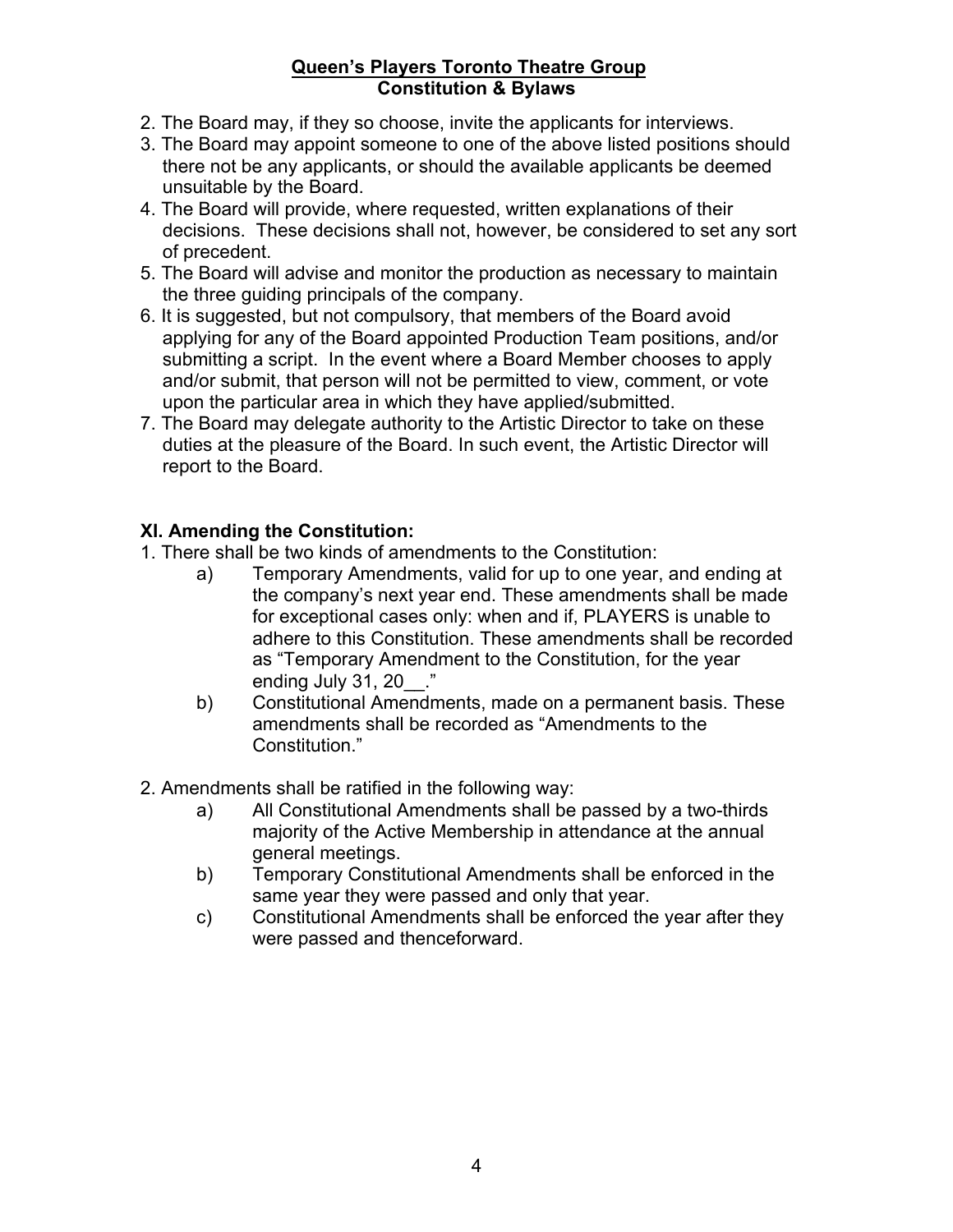2. The Board may, if they so choose, invite the applicants for interviews.
3. The Board may appoint someone to one of the above listed positions should there not be any applicants, or should the available applicants be deemed unsuitable by the Board.
4. The Board will provide, where requested, written explanations of their decisions. These decisions shall not, however, be considered to set any sort of precedent.
5. The Board will advise and monitor the production as necessary to maintain the three guiding principals of the company.
6. It is suggested, but not compulsory, that members of the Board avoid applying for any of the Board appointed Production Team positions, and/or submitting a script. In the event where a Board Member chooses to apply and/or submit, that person will not be permitted to view, comment, or vote upon the particular area in which they have applied/submitted.
7. The Board may delegate authority to the Artistic Director to take on these duties at the pleasure of the Board. In such event, the Artistic Director will report to the Board.

### XI. Amending the Constitution:

1. There shall be two kinds of amendments to the Constitution:
   a) Temporary Amendments, valid for up to one year, and ending at the company's next year end. These amendments shall be made for exceptional cases only: when and if, PLAYERS is unable to adhere to this Constitution. These amendments shall be recorded as "Temporary Amendment to the Constitution, for the year ending July 31, 20__."
   b) Constitutional Amendments, made on a permanent basis. These amendments shall be recorded as "Amendments to the Constitution."

2. Amendments shall be ratified in the following way:
   a) All Constitutional Amendments shall be passed by a two-thirds majority of the Active Membership in attendance at the annual general meetings.
   b) Temporary Constitutional Amendments shall be enforced in the same year they were passed and only that year.
   c) Constitutional Amendments shall be enforced the year after they were passed and thenceforward.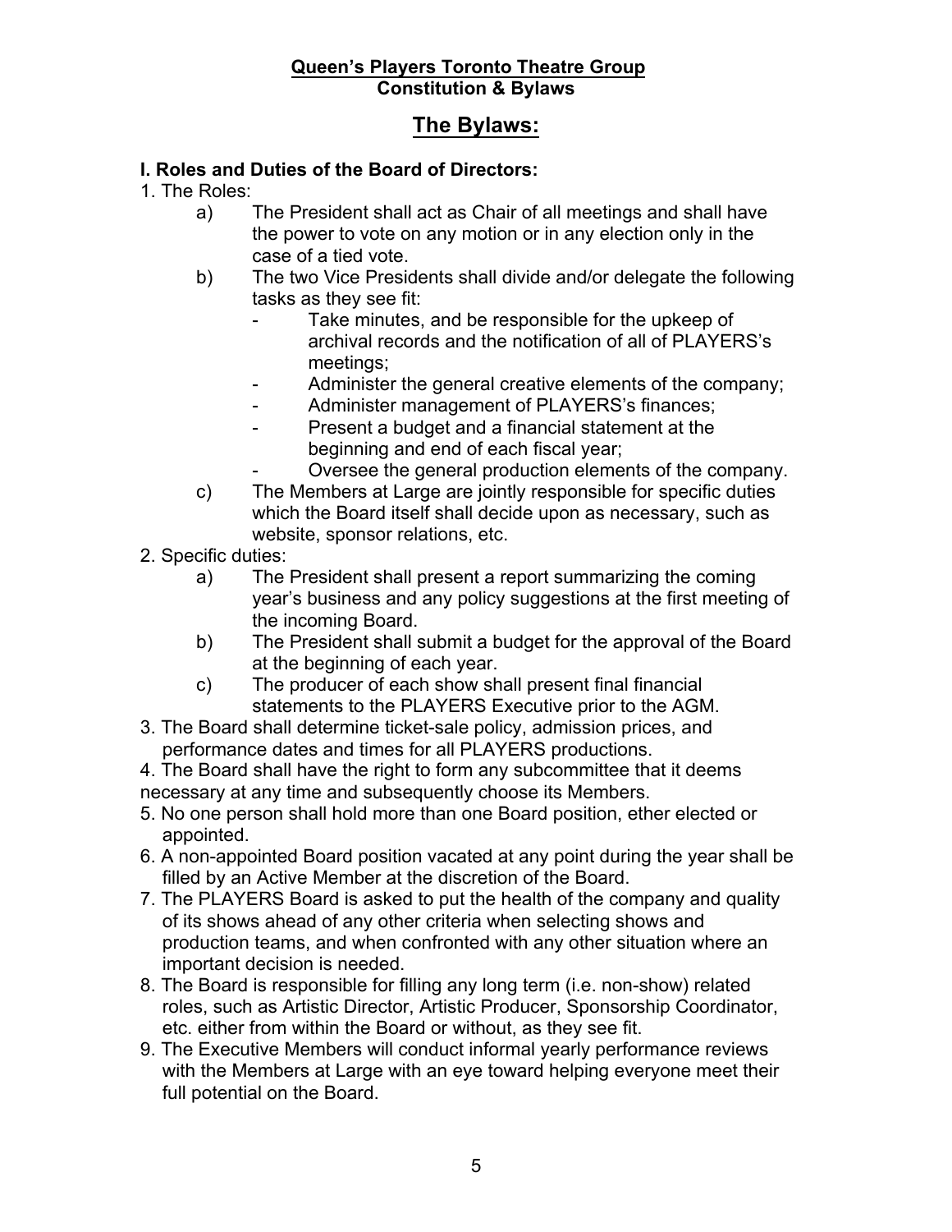**Queen's Players Toronto Theatre Group**
**Constitution & Bylaws**

# The Bylaws:

### I. Roles and Duties of the Board of Directors:

1. The Roles:
   a) The President shall act as Chair of all meetings and shall have the power to vote on any motion or in any election only in the case of a tied vote.
   b) The two Vice Presidents shall divide and/or delegate the following tasks as they see fit:
      - Take minutes, and be responsible for the upkeep of archival records and the notification of all of PLAYERS's meetings;
      - Administer the general creative elements of the company;
      - Administer management of PLAYERS's finances;
      - Present a budget and a financial statement at the beginning and end of each fiscal year;
      - Oversee the general production elements of the company.
   c) The Members at Large are jointly responsible for specific duties which the Board itself shall decide upon as necessary, such as website, sponsor relations, etc.
2. Specific duties:
   a) The President shall present a report summarizing the coming year's business and any policy suggestions at the first meeting of the incoming Board.
   b) The President shall submit a budget for the approval of the Board at the beginning of each year.
   c) The producer of each show shall present final financial statements to the PLAYERS Executive prior to the AGM.
3. The Board shall determine ticket-sale policy, admission prices, and performance dates and times for all PLAYERS productions.
4. The Board shall have the right to form any subcommittee that it deems necessary at any time and subsequently choose its Members.
5. No one person shall hold more than one Board position, ether elected or appointed.
6. A non-appointed Board position vacated at any point during the year shall be filled by an Active Member at the discretion of the Board.
7. The PLAYERS Board is asked to put the health of the company and quality of its shows ahead of any other criteria when selecting shows and production teams, and when confronted with any other situation where an important decision is needed.
8. The Board is responsible for filling any long term (i.e. non-show) related roles, such as Artistic Director, Artistic Producer, Sponsorship Coordinator, etc. either from within the Board or without, as they see fit.
9. The Executive Members will conduct informal yearly performance reviews with the Members at Large with an eye toward helping everyone meet their full potential on the Board.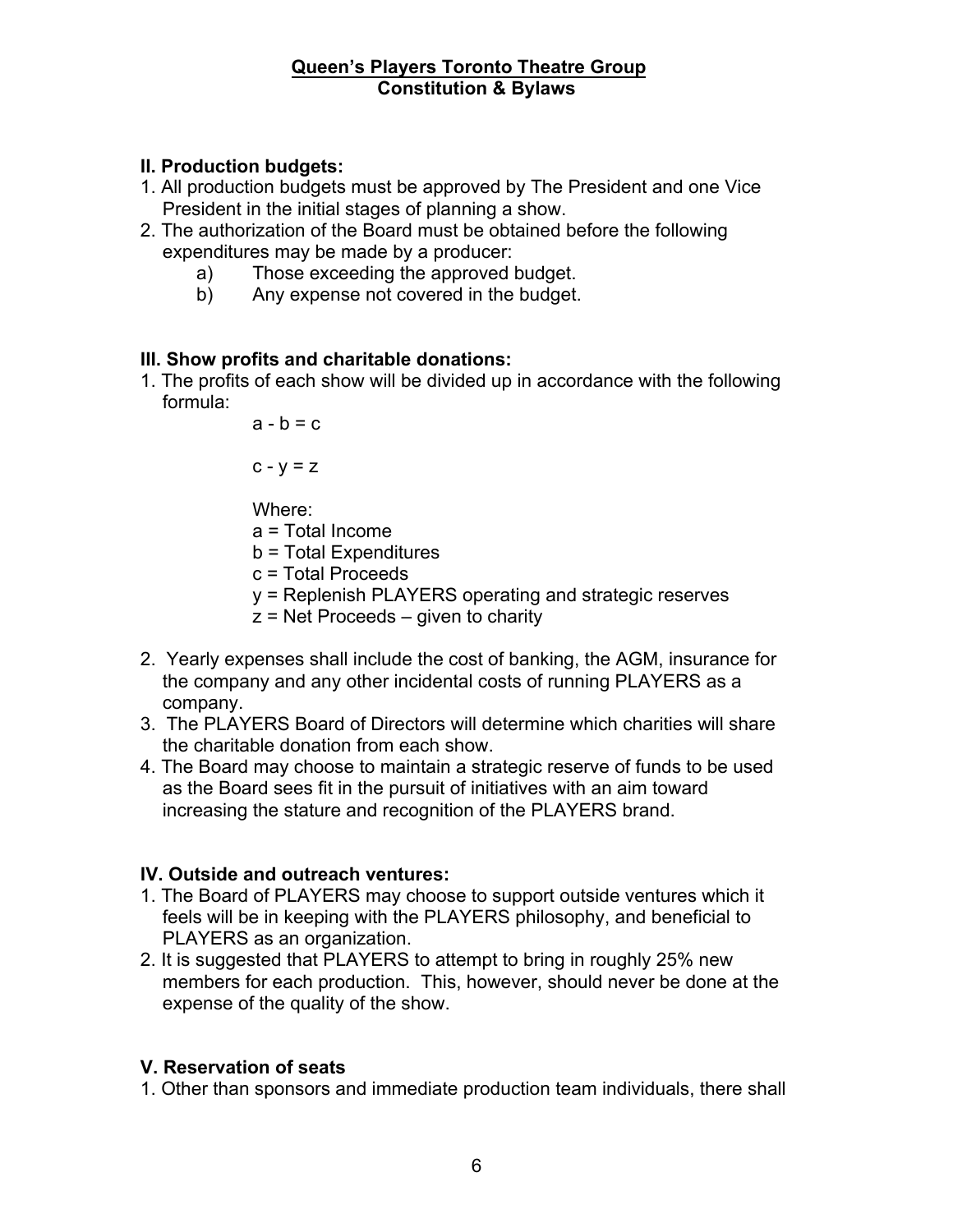**Queen's Players Toronto Theatre Group**
**Constitution & Bylaws**

### II. Production budgets:

1. All production budgets must be approved by The President and one Vice President in the initial stages of planning a show.
2. The authorization of the Board must be obtained before the following expenditures may be made by a producer:
   a) Those exceeding the approved budget.
   b) Any expense not covered in the budget.

### III. Show profits and charitable donations:

1. The profits of each show will be divided up in accordance with the following formula:

   $a - b = c$

   $c - y = z$

   Where:
   a = Total Income
   b = Total Expenditures
   c = Total Proceeds
   y = Replenish PLAYERS operating and strategic reserves
   z = Net Proceeds – given to charity

2. Yearly expenses shall include the cost of banking, the AGM, insurance for the company and any other incidental costs of running PLAYERS as a company.
3. The PLAYERS Board of Directors will determine which charities will share the charitable donation from each show.
4. The Board may choose to maintain a strategic reserve of funds to be used as the Board sees fit in the pursuit of initiatives with an aim toward increasing the stature and recognition of the PLAYERS brand.

### IV. Outside and outreach ventures:

1. The Board of PLAYERS may choose to support outside ventures which it feels will be in keeping with the PLAYERS philosophy, and beneficial to PLAYERS as an organization.
2. It is suggested that PLAYERS to attempt to bring in roughly 25% new members for each production. This, however, should never be done at the expense of the quality of the show.

### V. Reservation of seats

1. Other than sponsors and immediate production team individuals, there shall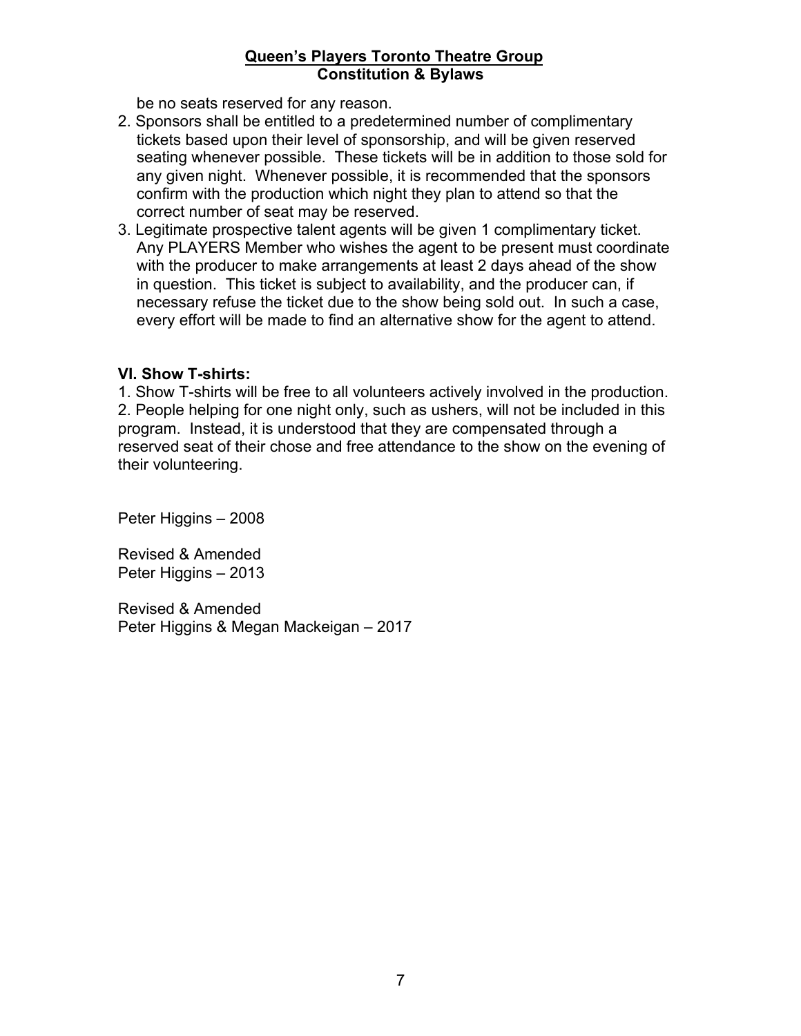be no seats reserved for any reason.

2. Sponsors shall be entitled to a predetermined number of complimentary tickets based upon their level of sponsorship, and will be given reserved seating whenever possible. These tickets will be in addition to those sold for any given night. Whenever possible, it is recommended that the sponsors confirm with the production which night they plan to attend so that the correct number of seat may be reserved.
3. Legitimate prospective talent agents will be given 1 complimentary ticket. Any PLAYERS Member who wishes the agent to be present must coordinate with the producer to make arrangements at least 2 days ahead of the show in question. This ticket is subject to availability, and the producer can, if necessary refuse the ticket due to the show being sold out. In such a case, every effort will be made to find an alternative show for the agent to attend.

**VI. Show T-shirts:**

1. Show T-shirts will be free to all volunteers actively involved in the production.
2. People helping for one night only, such as ushers, will not be included in this program. Instead, it is understood that they are compensated through a reserved seat of their chose and free attendance to the show on the evening of their volunteering.

Peter Higgins – 2008

Revised & Amended
Peter Higgins – 2013

Revised & Amended
Peter Higgins & Megan Mackeigan – 2017